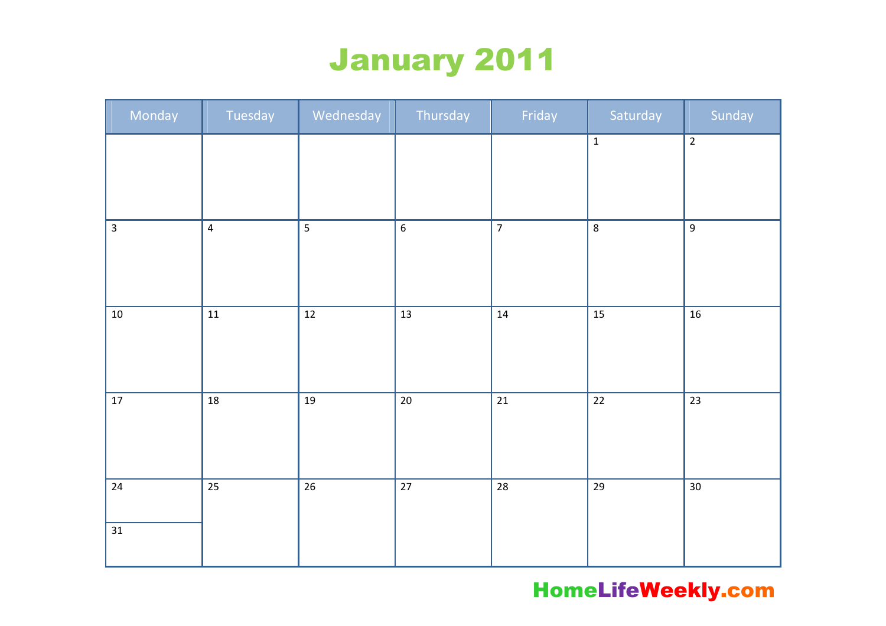# January 2011

| Monday | Tuesday | Wednesday | Thursday | Friday | Saturday | Sunday |
|---|---|---|---|---|---|---|
| | | | | | 1 | 2 |
| 3 | 4 | 5 | 6 | 7 | 8 | 9 |
| 10 | 11 | 12 | 13 | 14 | 15 | 16 |
| 17 | 18 | 19 | 20 | 21 | 22 | 23 |
| 24 / 31 | 25 | 26 | 27 | 28 | 29 | 30 |

**HomeLifeWeekly.com**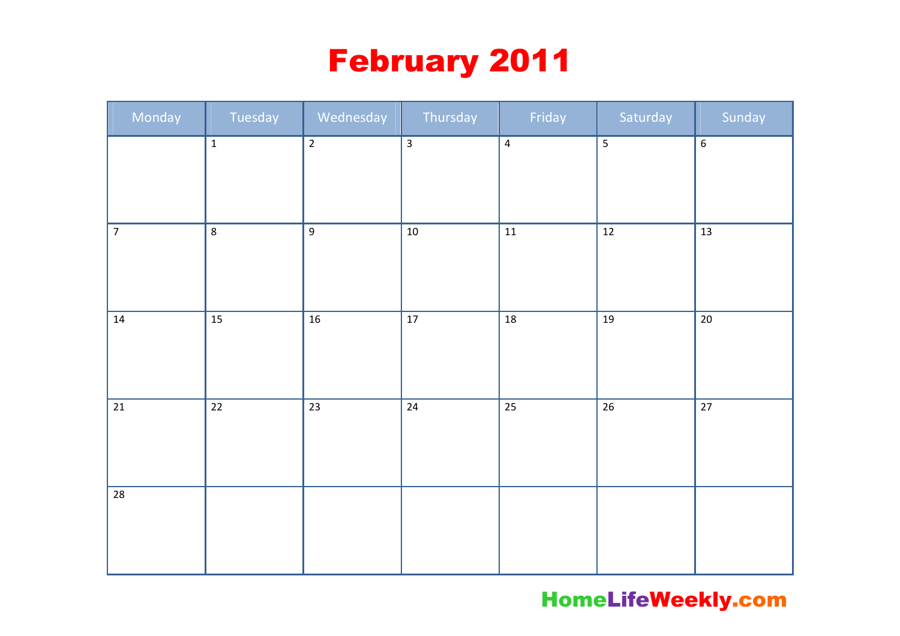# February 2011

| Monday | Tuesday | Wednesday | Thursday | Friday | Saturday | Sunday |
|---|---|---|---|---|---|---|
| | 1 | 2 | 3 | 4 | 5 | 6 |
| 7 | 8 | 9 | 10 | 11 | 12 | 13 |
| 14 | 15 | 16 | 17 | 18 | 19 | 20 |
| 21 | 22 | 23 | 24 | 25 | 26 | 27 |
| 28 | | | | | | |

HomeLifeWeekly.com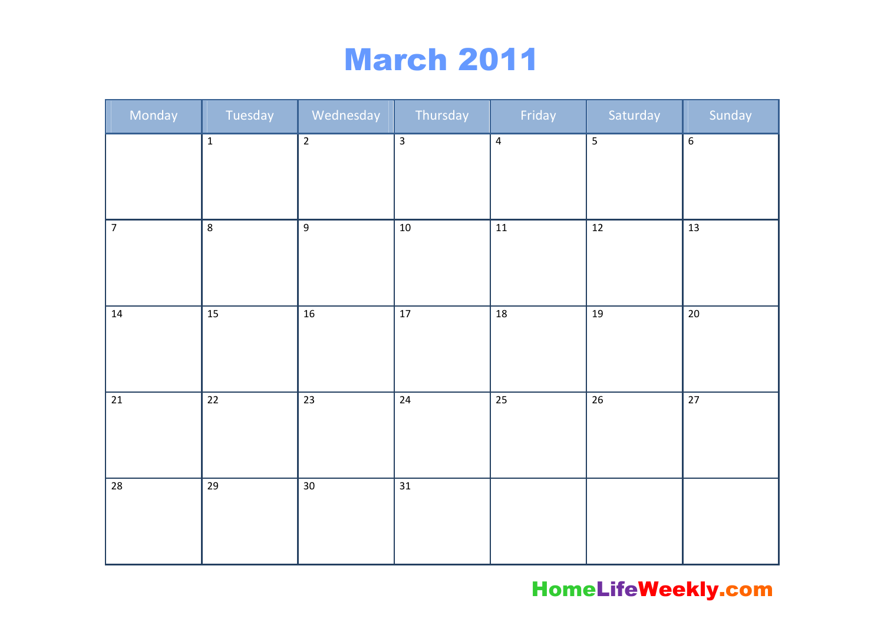# March 2011

| Monday | Tuesday | Wednesday | Thursday | Friday | Saturday | Sunday |
|---|---|---|---|---|---|---|
| | 1 | 2 | 3 | 4 | 5 | 6 |
| 7 | 8 | 9 | 10 | 11 | 12 | 13 |
| 14 | 15 | 16 | 17 | 18 | 19 | 20 |
| 21 | 22 | 23 | 24 | 25 | 26 | 27 |
| 28 | 29 | 30 | 31 | | | |

HomeLifeWeekly.com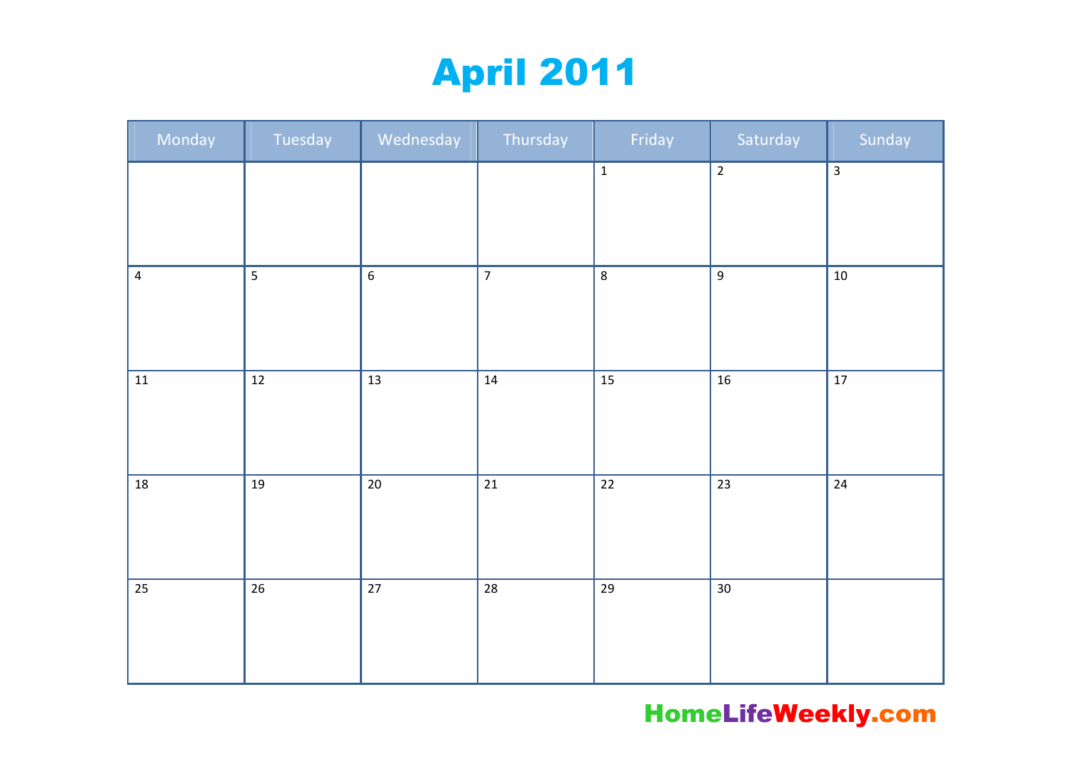# April 2011

| Monday | Tuesday | Wednesday | Thursday | Friday | Saturday | Sunday |
|---|---|---|---|---|---|---|
| | | | | 1 | 2 | 3 |
| 4 | 5 | 6 | 7 | 8 | 9 | 10 |
| 11 | 12 | 13 | 14 | 15 | 16 | 17 |
| 18 | 19 | 20 | 21 | 22 | 23 | 24 |
| 25 | 26 | 27 | 28 | 29 | 30 | |

HomeLifeWeekly.com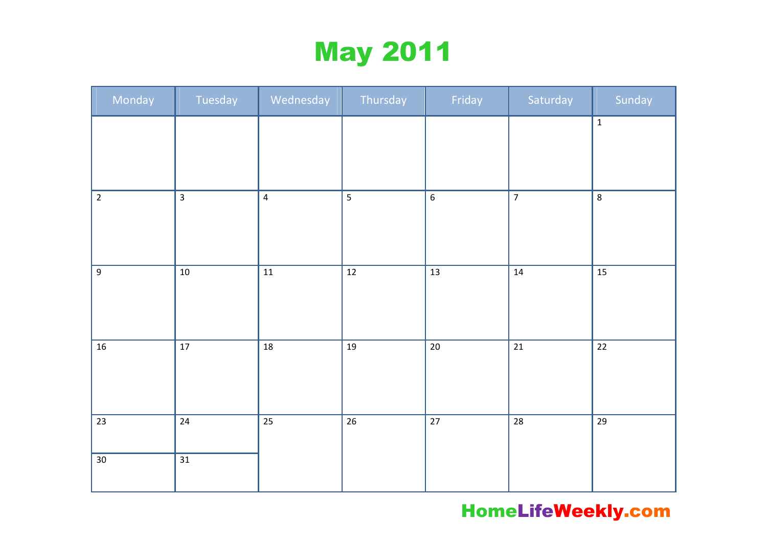# May 2011

| Monday | Tuesday | Wednesday | Thursday | Friday | Saturday | Sunday |
|---|---|---|---|---|---|---|
| | | | | | | 1 |
| 2 | 3 | 4 | 5 | 6 | 7 | 8 |
| 9 | 10 | 11 | 12 | 13 | 14 | 15 |
| 16 | 17 | 18 | 19 | 20 | 21 | 22 |
| 23 | 24 | 25 | 26 | 27 | 28 | 29 |
| 30 | 31 | | | | | |

HomeLifeWeekly.com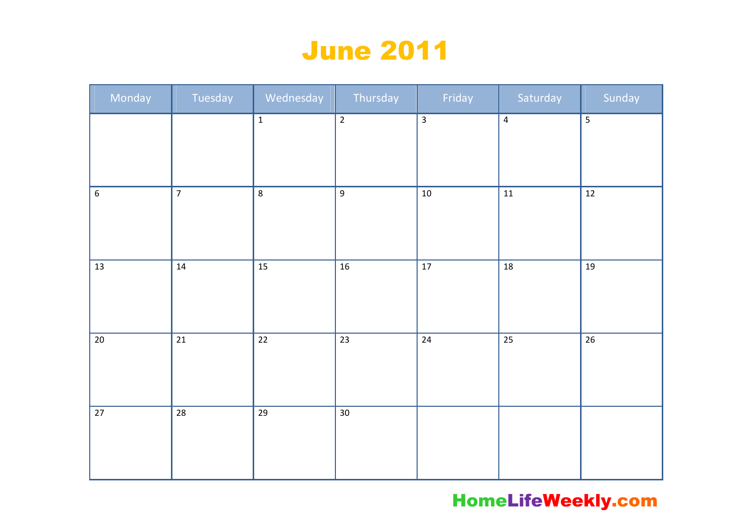# June 2011

| Monday | Tuesday | Wednesday | Thursday | Friday | Saturday | Sunday |
|---|---|---|---|---|---|---|
| | | 1 | 2 | 3 | 4 | 5 |
| 6 | 7 | 8 | 9 | 10 | 11 | 12 |
| 13 | 14 | 15 | 16 | 17 | 18 | 19 |
| 20 | 21 | 22 | 23 | 24 | 25 | 26 |
| 27 | 28 | 29 | 30 | | | |

HomeLifeWeekly.com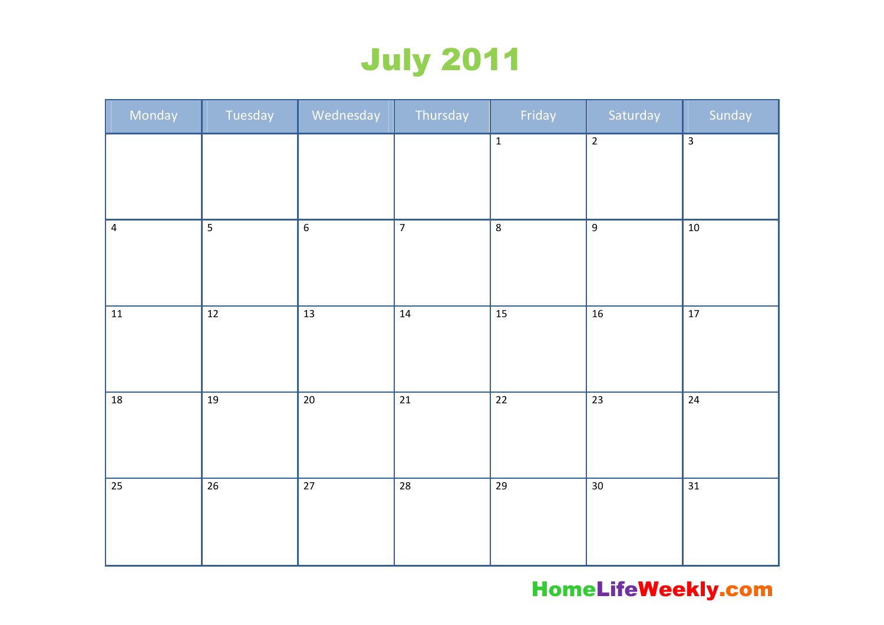# July 2011

| Monday | Tuesday | Wednesday | Thursday | Friday | Saturday | Sunday |
|---|---|---|---|---|---|---|
| | | | | 1 | 2 | 3 |
| 4 | 5 | 6 | 7 | 8 | 9 | 10 |
| 11 | 12 | 13 | 14 | 15 | 16 | 17 |
| 18 | 19 | 20 | 21 | 22 | 23 | 24 |
| 25 | 26 | 27 | 28 | 29 | 30 | 31 |

**HomeLifeWeekly.com**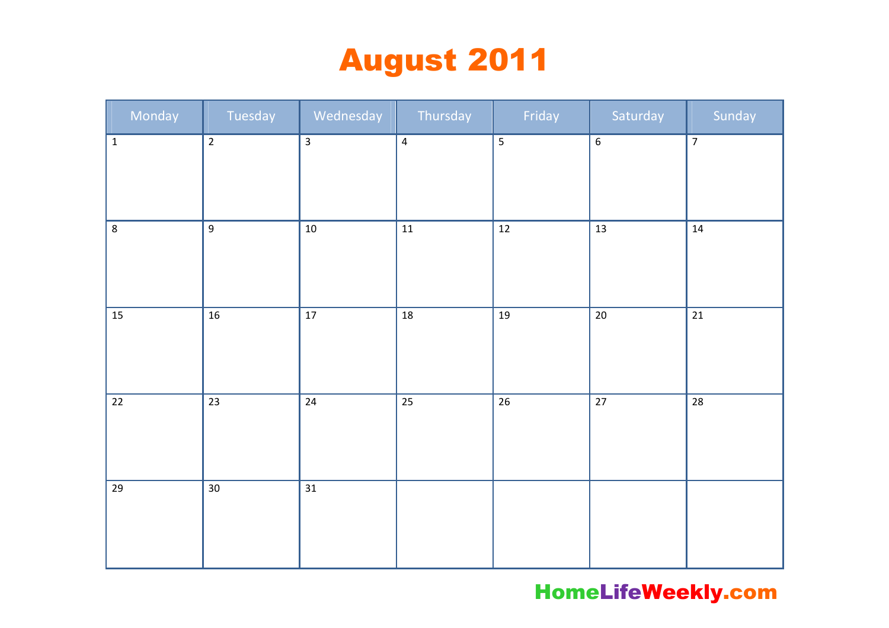# August 2011

| Monday | Tuesday | Wednesday | Thursday | Friday | Saturday | Sunday |
|---|---|---|---|---|---|---|
| 1 | 2 | 3 | 4 | 5 | 6 | 7 |
| 8 | 9 | 10 | 11 | 12 | 13 | 14 |
| 15 | 16 | 17 | 18 | 19 | 20 | 21 |
| 22 | 23 | 24 | 25 | 26 | 27 | 28 |
| 29 | 30 | 31 | | | | |

HomeLifeWeekly.com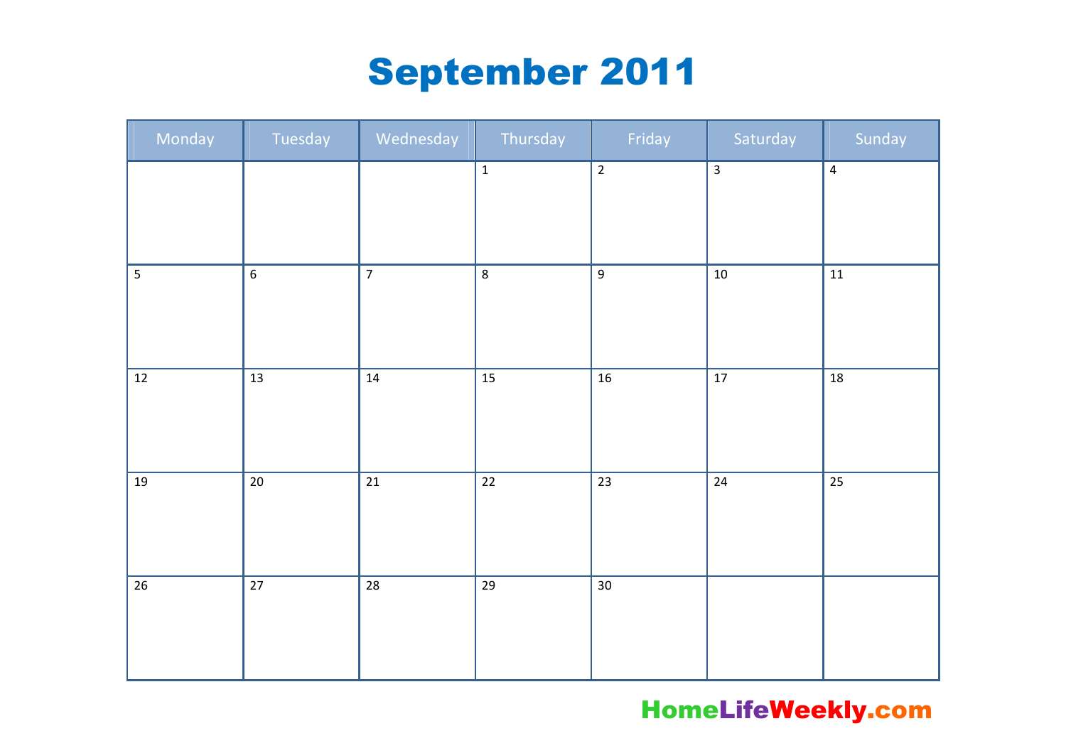# September 2011

| Monday | Tuesday | Wednesday | Thursday | Friday | Saturday | Sunday |
| --- | --- | --- | --- | --- | --- | --- |
| | | | 1 | 2 | 3 | 4 |
| 5 | 6 | 7 | 8 | 9 | 10 | 11 |
| 12 | 13 | 14 | 15 | 16 | 17 | 18 |
| 19 | 20 | 21 | 22 | 23 | 24 | 25 |
| 26 | 27 | 28 | 29 | 30 | | |

HomeLifeWeekly.com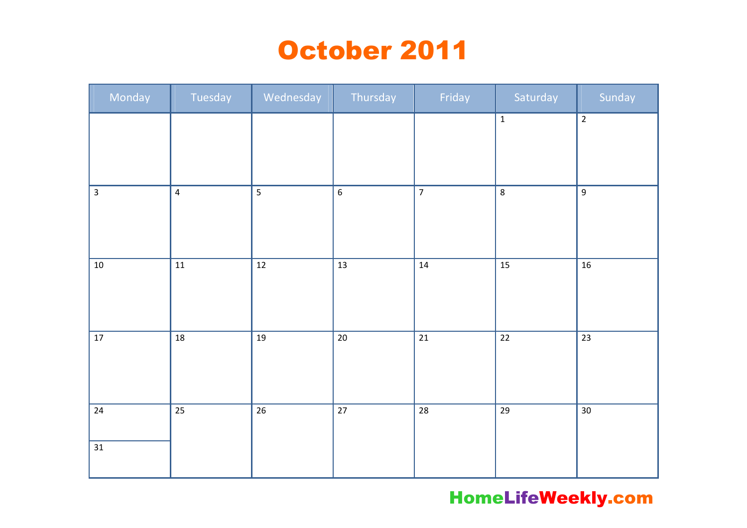# October 2011

| Monday | Tuesday | Wednesday | Thursday | Friday | Saturday | Sunday |
| --- | --- | --- | --- | --- | --- | --- |
| | | | | | 1 | 2 |
| 3 | 4 | 5 | 6 | 7 | 8 | 9 |
| 10 | 11 | 12 | 13 | 14 | 15 | 16 |
| 17 | 18 | 19 | 20 | 21 | 22 | 23 |
| 24 | 25 | 26 | 27 | 28 | 29 | 30 |
| 31 | | | | | | |

HomeLifeWeekly.com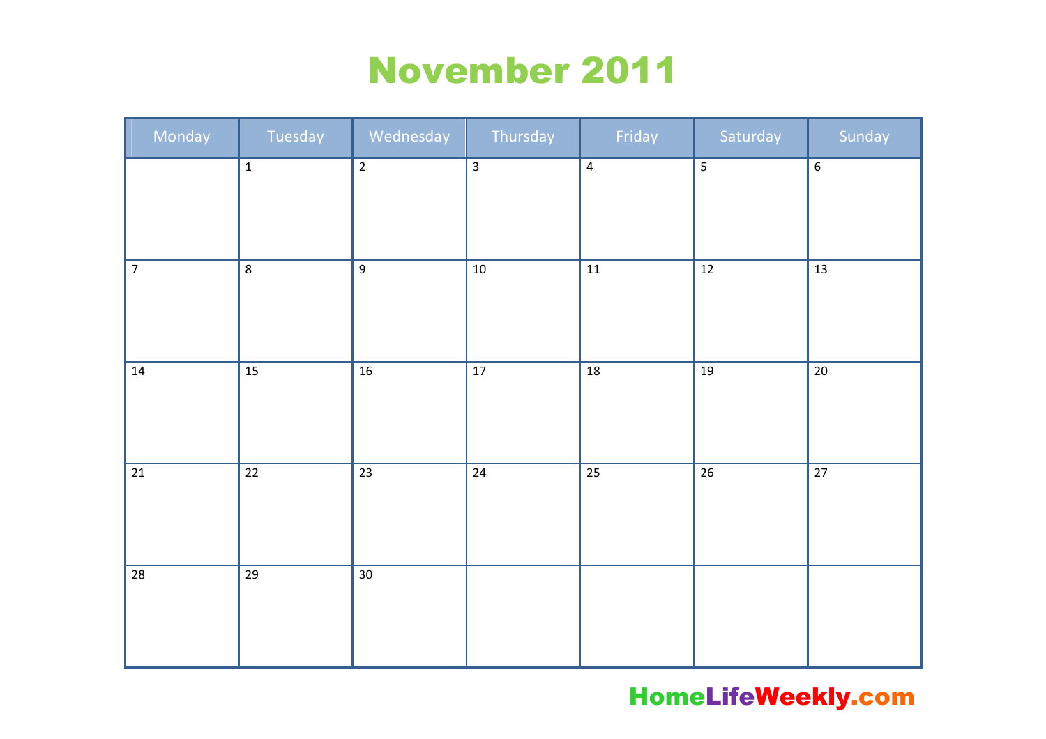# November 2011

| Monday | Tuesday | Wednesday | Thursday | Friday | Saturday | Sunday |
|---|---|---|---|---|---|---|
| | 1 | 2 | 3 | 4 | 5 | 6 |
| 7 | 8 | 9 | 10 | 11 | 12 | 13 |
| 14 | 15 | 16 | 17 | 18 | 19 | 20 |
| 21 | 22 | 23 | 24 | 25 | 26 | 27 |
| 28 | 29 | 30 | | | | |

**HomeLifeWeekly.com**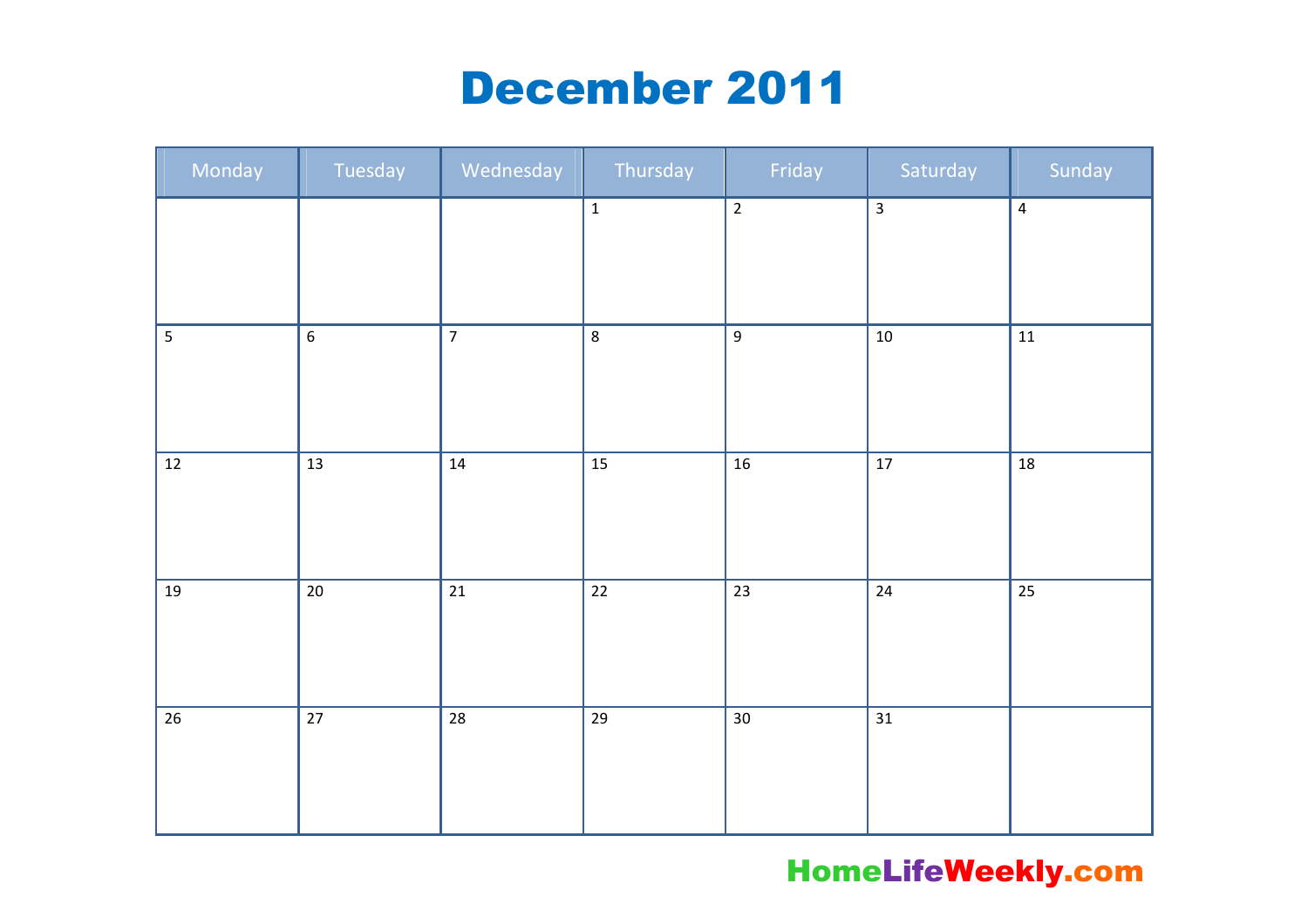# December 2011

| Monday | Tuesday | Wednesday | Thursday | Friday | Saturday | Sunday |
|---|---|---|---|---|---|---|
| | | | 1 | 2 | 3 | 4 |
| 5 | 6 | 7 | 8 | 9 | 10 | 11 |
| 12 | 13 | 14 | 15 | 16 | 17 | 18 |
| 19 | 20 | 21 | 22 | 23 | 24 | 25 |
| 26 | 27 | 28 | 29 | 30 | 31 | |

HomeLifeWeekly.com